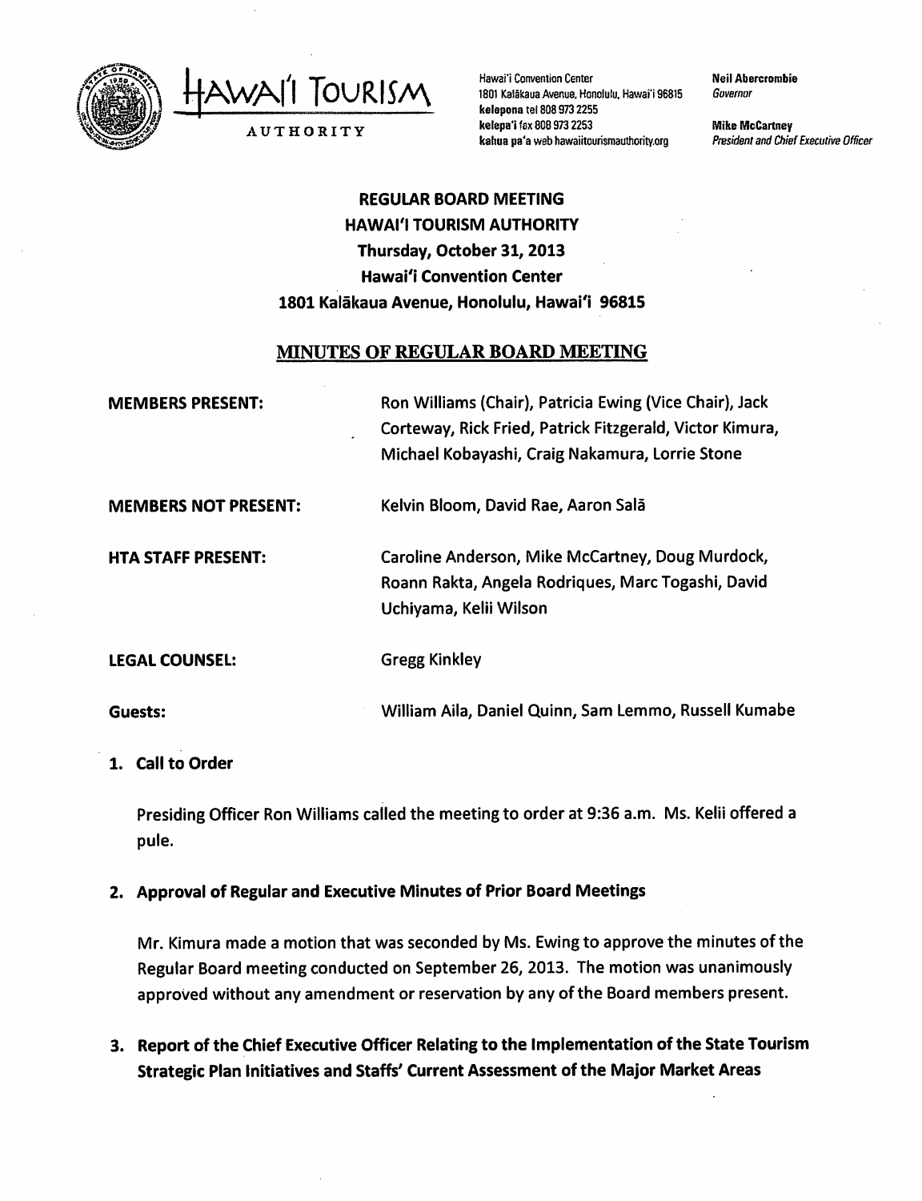HAWAI'I TOURISM AUTHORITY

Hawai'i Convention Center
1801 Kalākaua Avenue, Honolulu, Hawai'i 96815
kelepona tel 808 973 2255
kelepa'i fax 808 973 2253
kahua pa'a web hawaiitourismauthority.org

Neil Abercrombie
*Governor*

Mike McCartney
*President and Chief Executive Officer*

# REGULAR BOARD MEETING
# HAWAI'I TOURISM AUTHORITY
## Thursday, October 31, 2013
## Hawai'i Convention Center
## 1801 Kalākaua Avenue, Honolulu, Hawai'i 96815

## MINUTES OF REGULAR BOARD MEETING

**MEMBERS PRESENT:** Ron Williams (Chair), Patricia Ewing (Vice Chair), Jack Corteway, Rick Fried, Patrick Fitzgerald, Victor Kimura, Michael Kobayashi, Craig Nakamura, Lorrie Stone

**MEMBERS NOT PRESENT:** Kelvin Bloom, David Rae, Aaron Salā

**HTA STAFF PRESENT:** Caroline Anderson, Mike McCartney, Doug Murdock, Roann Rakta, Angela Rodriques, Marc Togashi, David Uchiyama, Kelii Wilson

**LEGAL COUNSEL:** Gregg Kinkley

**Guests:** William Aila, Daniel Quinn, Sam Lemmo, Russell Kumabe

**1. Call to Order**

Presiding Officer Ron Williams called the meeting to order at 9:36 a.m. Ms. Kelii offered a pule.

**2. Approval of Regular and Executive Minutes of Prior Board Meetings**

Mr. Kimura made a motion that was seconded by Ms. Ewing to approve the minutes of the Regular Board meeting conducted on September 26, 2013. The motion was unanimously approved without any amendment or reservation by any of the Board members present.

**3. Report of the Chief Executive Officer Relating to the Implementation of the State Tourism Strategic Plan Initiatives and Staffs' Current Assessment of the Major Market Areas**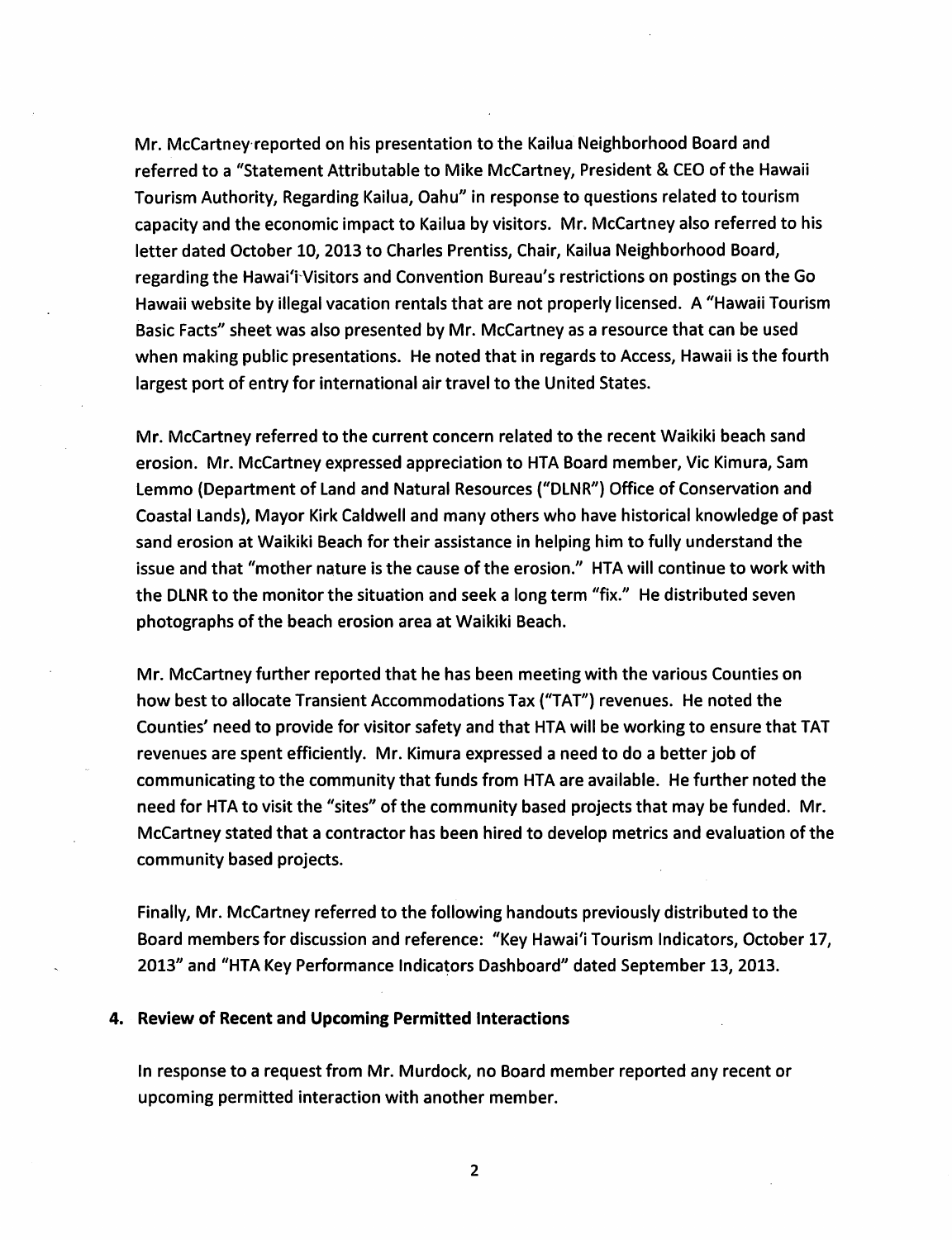Mr. McCartney reported on his presentation to the Kailua Neighborhood Board and referred to a "Statement Attributable to Mike McCartney, President & CEO of the Hawaii Tourism Authority, Regarding Kailua, Oahu" in response to questions related to tourism capacity and the economic impact to Kailua by visitors. Mr. McCartney also referred to his letter dated October 10, 2013 to Charles Prentiss, Chair, Kailua Neighborhood Board, regarding the Hawai'i Visitors and Convention Bureau's restrictions on postings on the Go Hawaii website by illegal vacation rentals that are not properly licensed. A "Hawaii Tourism Basic Facts" sheet was also presented by Mr. McCartney as a resource that can be used when making public presentations. He noted that in regards to Access, Hawaii is the fourth largest port of entry for international air travel to the United States.

Mr. McCartney referred to the current concern related to the recent Waikiki beach sand erosion. Mr. McCartney expressed appreciation to HTA Board member, Vic Kimura, Sam Lemmo (Department of Land and Natural Resources ("DLNR") Office of Conservation and Coastal Lands), Mayor Kirk Caldwell and many others who have historical knowledge of past sand erosion at Waikiki Beach for their assistance in helping him to fully understand the issue and that "mother nature is the cause of the erosion." HTA will continue to work with the DLNR to the monitor the situation and seek a long term "fix." He distributed seven photographs of the beach erosion area at Waikiki Beach.

Mr. McCartney further reported that he has been meeting with the various Counties on how best to allocate Transient Accommodations Tax ("TAT") revenues. He noted the Counties' need to provide for visitor safety and that HTA will be working to ensure that TAT revenues are spent efficiently. Mr. Kimura expressed a need to do a better job of communicating to the community that funds from HTA are available. He further noted the need for HTA to visit the "sites" of the community based projects that may be funded. Mr. McCartney stated that a contractor has been hired to develop metrics and evaluation of the community based projects.

Finally, Mr. McCartney referred to the following handouts previously distributed to the Board members for discussion and reference: "Key Hawai'i Tourism Indicators, October 17, 2013" and "HTA Key Performance Indicators Dashboard" dated September 13, 2013.

**4. Review of Recent and Upcoming Permitted Interactions**

In response to a request from Mr. Murdock, no Board member reported any recent or upcoming permitted interaction with another member.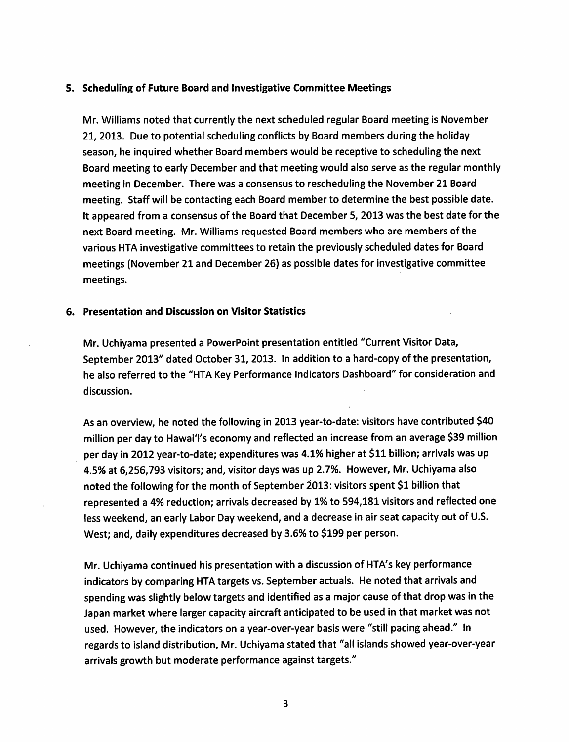**5. Scheduling of Future Board and Investigative Committee Meetings**

Mr. Williams noted that currently the next scheduled regular Board meeting is November 21, 2013. Due to potential scheduling conflicts by Board members during the holiday season, he inquired whether Board members would be receptive to scheduling the next Board meeting to early December and that meeting would also serve as the regular monthly meeting in December. There was a consensus to rescheduling the November 21 Board meeting. Staff will be contacting each Board member to determine the best possible date. It appeared from a consensus of the Board that December 5, 2013 was the best date for the next Board meeting. Mr. Williams requested Board members who are members of the various HTA investigative committees to retain the previously scheduled dates for Board meetings (November 21 and December 26) as possible dates for investigative committee meetings.

**6. Presentation and Discussion on Visitor Statistics**

Mr. Uchiyama presented a PowerPoint presentation entitled "Current Visitor Data, September 2013" dated October 31, 2013. In addition to a hard-copy of the presentation, he also referred to the "HTA Key Performance Indicators Dashboard" for consideration and discussion.

As an overview, he noted the following in 2013 year-to-date: visitors have contributed $40 million per day to Hawai'i's economy and reflected an increase from an average $39 million per day in 2012 year-to-date; expenditures was 4.1% higher at $11 billion; arrivals was up 4.5% at 6,256,793 visitors; and, visitor days was up 2.7%. However, Mr. Uchiyama also noted the following for the month of September 2013: visitors spent $1 billion that represented a 4% reduction; arrivals decreased by 1% to 594,181 visitors and reflected one less weekend, an early Labor Day weekend, and a decrease in air seat capacity out of U.S. West; and, daily expenditures decreased by 3.6% to $199 per person.

Mr. Uchiyama continued his presentation with a discussion of HTA's key performance indicators by comparing HTA targets vs. September actuals. He noted that arrivals and spending was slightly below targets and identified as a major cause of that drop was in the Japan market where larger capacity aircraft anticipated to be used in that market was not used. However, the indicators on a year-over-year basis were "still pacing ahead." In regards to island distribution, Mr. Uchiyama stated that "all islands showed year-over-year arrivals growth but moderate performance against targets."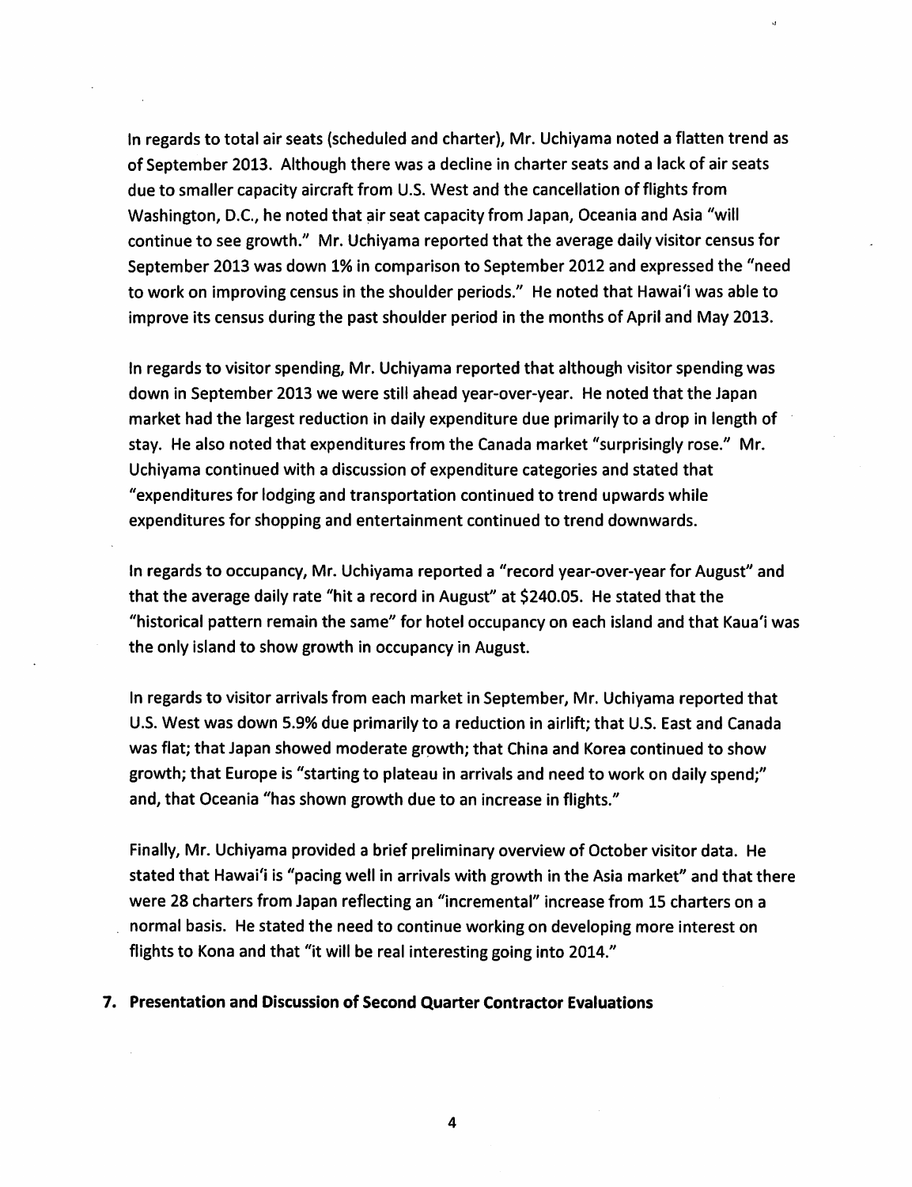In regards to total air seats (scheduled and charter), Mr. Uchiyama noted a flatten trend as of September 2013. Although there was a decline in charter seats and a lack of air seats due to smaller capacity aircraft from U.S. West and the cancellation of flights from Washington, D.C., he noted that air seat capacity from Japan, Oceania and Asia "will continue to see growth." Mr. Uchiyama reported that the average daily visitor census for September 2013 was down 1% in comparison to September 2012 and expressed the "need to work on improving census in the shoulder periods." He noted that Hawai'i was able to improve its census during the past shoulder period in the months of April and May 2013.

In regards to visitor spending, Mr. Uchiyama reported that although visitor spending was down in September 2013 we were still ahead year-over-year. He noted that the Japan market had the largest reduction in daily expenditure due primarily to a drop in length of stay. He also noted that expenditures from the Canada market "surprisingly rose." Mr. Uchiyama continued with a discussion of expenditure categories and stated that "expenditures for lodging and transportation continued to trend upwards while expenditures for shopping and entertainment continued to trend downwards.

In regards to occupancy, Mr. Uchiyama reported a "record year-over-year for August" and that the average daily rate "hit a record in August" at $240.05. He stated that the "historical pattern remain the same" for hotel occupancy on each island and that Kaua'i was the only island to show growth in occupancy in August.

In regards to visitor arrivals from each market in September, Mr. Uchiyama reported that U.S. West was down 5.9% due primarily to a reduction in airlift; that U.S. East and Canada was flat; that Japan showed moderate growth; that China and Korea continued to show growth; that Europe is "starting to plateau in arrivals and need to work on daily spend;" and, that Oceania "has shown growth due to an increase in flights."

Finally, Mr. Uchiyama provided a brief preliminary overview of October visitor data. He stated that Hawai'i is "pacing well in arrivals with growth in the Asia market" and that there were 28 charters from Japan reflecting an "incremental" increase from 15 charters on a normal basis. He stated the need to continue working on developing more interest on flights to Kona and that "it will be real interesting going into 2014."

**7. Presentation and Discussion of Second Quarter Contractor Evaluations**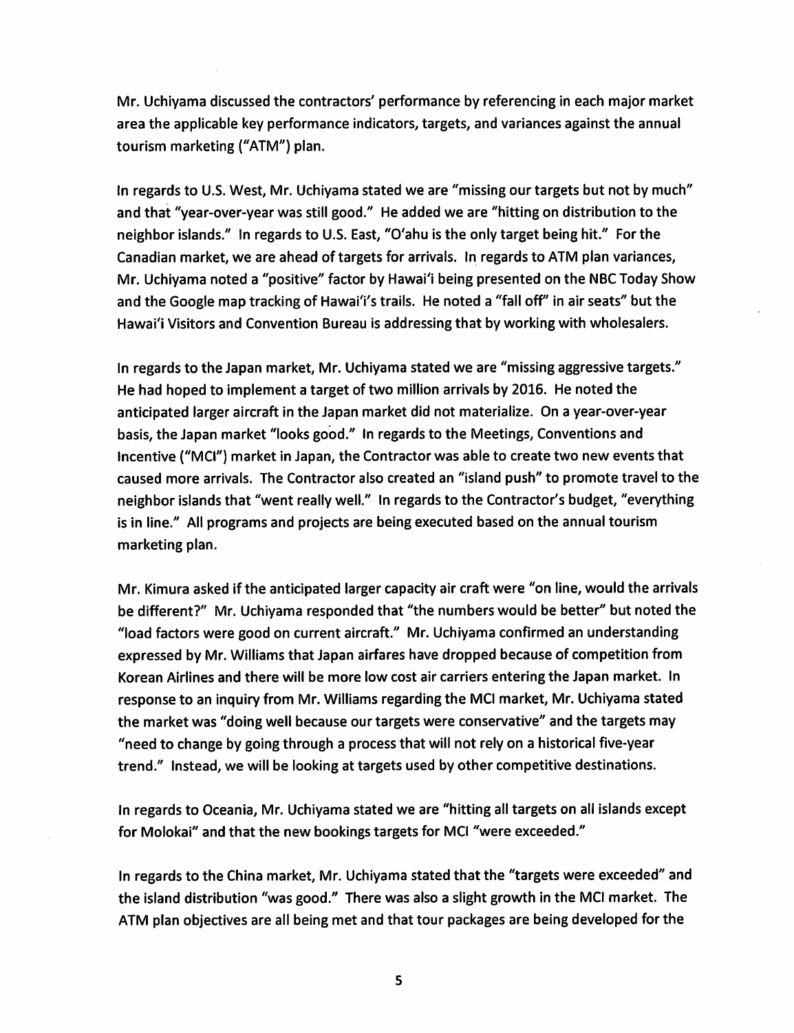Mr. Uchiyama discussed the contractors' performance by referencing in each major market area the applicable key performance indicators, targets, and variances against the annual tourism marketing ("ATM") plan.

In regards to U.S. West, Mr. Uchiyama stated we are "missing our targets but not by much" and that "year-over-year was still good." He added we are "hitting on distribution to the neighbor islands." In regards to U.S. East, "O'ahu is the only target being hit." For the Canadian market, we are ahead of targets for arrivals. In regards to ATM plan variances, Mr. Uchiyama noted a "positive" factor by Hawai'i being presented on the NBC Today Show and the Google map tracking of Hawai'i's trails. He noted a "fall off" in air seats" but the Hawai'i Visitors and Convention Bureau is addressing that by working with wholesalers.

In regards to the Japan market, Mr. Uchiyama stated we are "missing aggressive targets." He had hoped to implement a target of two million arrivals by 2016. He noted the anticipated larger aircraft in the Japan market did not materialize. On a year-over-year basis, the Japan market "looks good." In regards to the Meetings, Conventions and Incentive ("MCI") market in Japan, the Contractor was able to create two new events that caused more arrivals. The Contractor also created an "island push" to promote travel to the neighbor islands that "went really well." In regards to the Contractor's budget, "everything is in line." All programs and projects are being executed based on the annual tourism marketing plan.

Mr. Kimura asked if the anticipated larger capacity air craft were "on line, would the arrivals be different?" Mr. Uchiyama responded that "the numbers would be better" but noted the "load factors were good on current aircraft." Mr. Uchiyama confirmed an understanding expressed by Mr. Williams that Japan airfares have dropped because of competition from Korean Airlines and there will be more low cost air carriers entering the Japan market. In response to an inquiry from Mr. Williams regarding the MCI market, Mr. Uchiyama stated the market was "doing well because our targets were conservative" and the targets may "need to change by going through a process that will not rely on a historical five-year trend." Instead, we will be looking at targets used by other competitive destinations.

In regards to Oceania, Mr. Uchiyama stated we are "hitting all targets on all islands except for Molokai" and that the new bookings targets for MCI "were exceeded."

In regards to the China market, Mr. Uchiyama stated that the "targets were exceeded" and the island distribution "was good." There was also a slight growth in the MCI market. The ATM plan objectives are all being met and that tour packages are being developed for the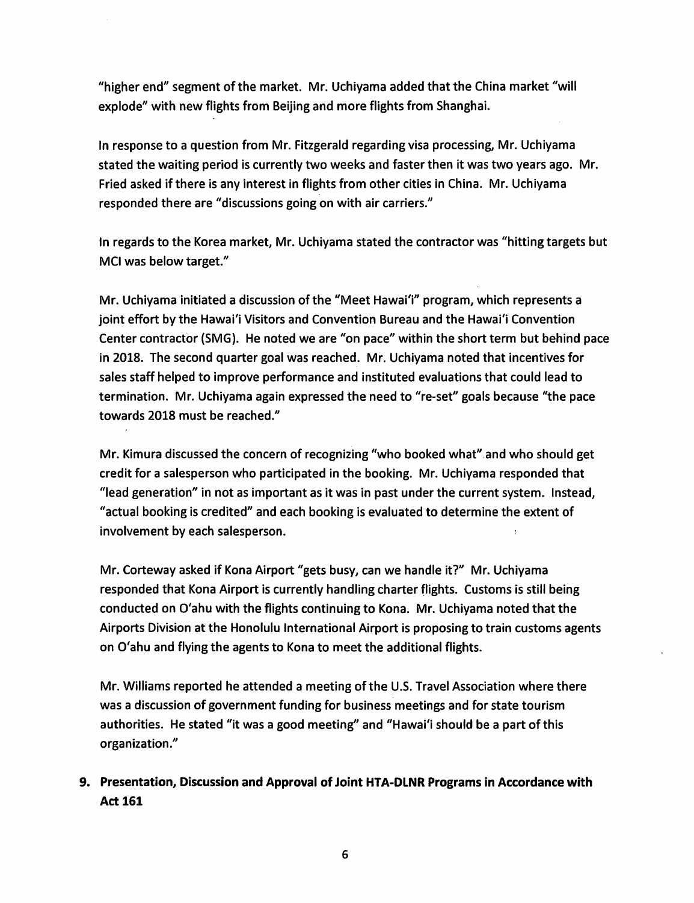"higher end" segment of the market. Mr. Uchiyama added that the China market "will explode" with new flights from Beijing and more flights from Shanghai.

In response to a question from Mr. Fitzgerald regarding visa processing, Mr. Uchiyama stated the waiting period is currently two weeks and faster then it was two years ago. Mr. Fried asked if there is any interest in flights from other cities in China. Mr. Uchiyama responded there are "discussions going on with air carriers."

In regards to the Korea market, Mr. Uchiyama stated the contractor was "hitting targets but MCI was below target."

Mr. Uchiyama initiated a discussion of the "Meet Hawai'i" program, which represents a joint effort by the Hawai'i Visitors and Convention Bureau and the Hawai'i Convention Center contractor (SMG). He noted we are "on pace" within the short term but behind pace in 2018. The second quarter goal was reached. Mr. Uchiyama noted that incentives for sales staff helped to improve performance and instituted evaluations that could lead to termination. Mr. Uchiyama again expressed the need to "re-set" goals because "the pace towards 2018 must be reached."

Mr. Kimura discussed the concern of recognizing "who booked what" and who should get credit for a salesperson who participated in the booking. Mr. Uchiyama responded that "lead generation" in not as important as it was in past under the current system. Instead, "actual booking is credited" and each booking is evaluated to determine the extent of involvement by each salesperson.

Mr. Corteway asked if Kona Airport "gets busy, can we handle it?" Mr. Uchiyama responded that Kona Airport is currently handling charter flights. Customs is still being conducted on O'ahu with the flights continuing to Kona. Mr. Uchiyama noted that the Airports Division at the Honolulu International Airport is proposing to train customs agents on O'ahu and flying the agents to Kona to meet the additional flights.

Mr. Williams reported he attended a meeting of the U.S. Travel Association where there was a discussion of government funding for business meetings and for state tourism authorities. He stated "it was a good meeting" and "Hawai'i should be a part of this organization."

**9. Presentation, Discussion and Approval of Joint HTA-DLNR Programs in Accordance with Act 161**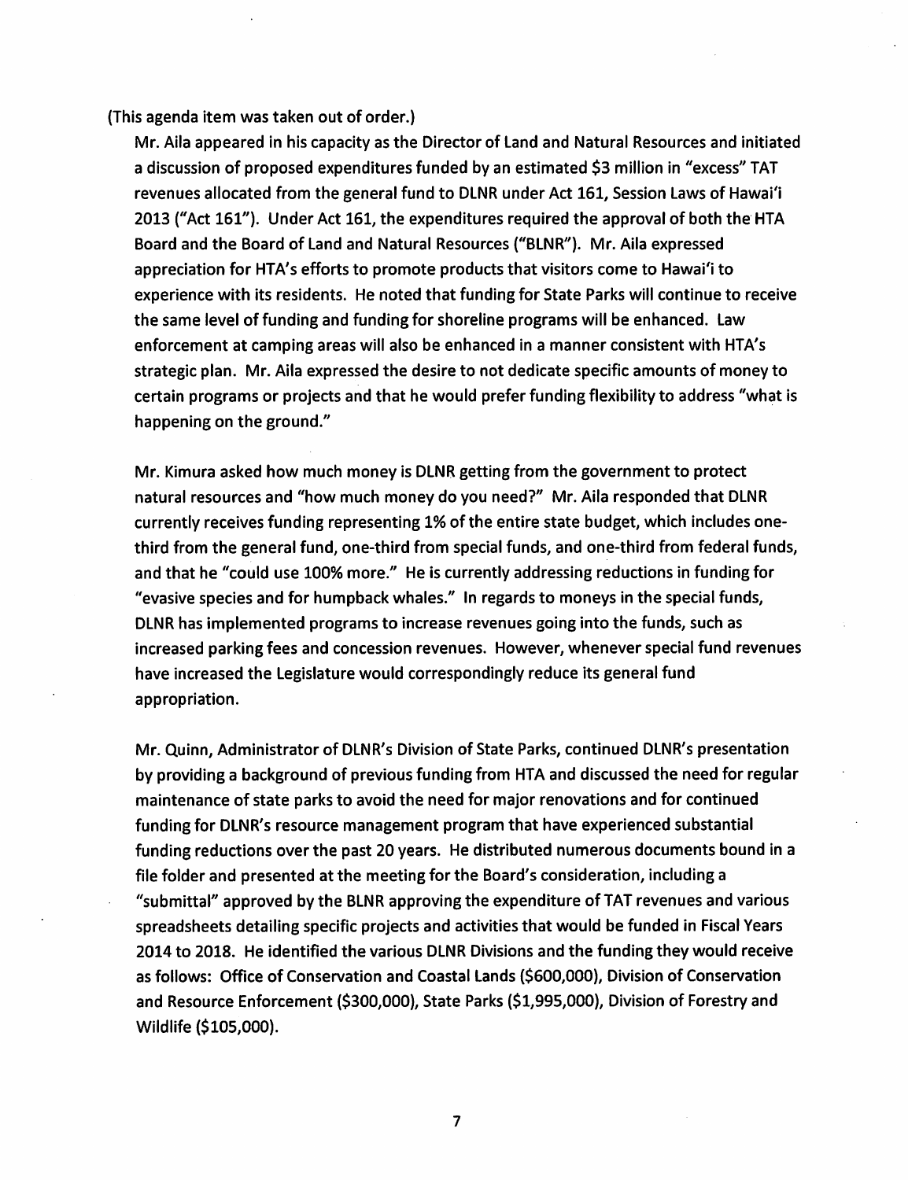(This agenda item was taken out of order.)

Mr. Aila appeared in his capacity as the Director of Land and Natural Resources and initiated a discussion of proposed expenditures funded by an estimated $3 million in "excess" TAT revenues allocated from the general fund to DLNR under Act 161, Session Laws of Hawai'i 2013 ("Act 161"). Under Act 161, the expenditures required the approval of both the HTA Board and the Board of Land and Natural Resources ("BLNR"). Mr. Aila expressed appreciation for HTA's efforts to promote products that visitors come to Hawai'i to experience with its residents. He noted that funding for State Parks will continue to receive the same level of funding and funding for shoreline programs will be enhanced. Law enforcement at camping areas will also be enhanced in a manner consistent with HTA's strategic plan. Mr. Aila expressed the desire to not dedicate specific amounts of money to certain programs or projects and that he would prefer funding flexibility to address "what is happening on the ground."

Mr. Kimura asked how much money is DLNR getting from the government to protect natural resources and "how much money do you need?" Mr. Aila responded that DLNR currently receives funding representing 1% of the entire state budget, which includes one-third from the general fund, one-third from special funds, and one-third from federal funds, and that he "could use 100% more." He is currently addressing reductions in funding for "evasive species and for humpback whales." In regards to moneys in the special funds, DLNR has implemented programs to increase revenues going into the funds, such as increased parking fees and concession revenues. However, whenever special fund revenues have increased the Legislature would correspondingly reduce its general fund appropriation.

Mr. Quinn, Administrator of DLNR's Division of State Parks, continued DLNR's presentation by providing a background of previous funding from HTA and discussed the need for regular maintenance of state parks to avoid the need for major renovations and for continued funding for DLNR's resource management program that have experienced substantial funding reductions over the past 20 years. He distributed numerous documents bound in a file folder and presented at the meeting for the Board's consideration, including a "submittal" approved by the BLNR approving the expenditure of TAT revenues and various spreadsheets detailing specific projects and activities that would be funded in Fiscal Years 2014 to 2018. He identified the various DLNR Divisions and the funding they would receive as follows: Office of Conservation and Coastal Lands ($600,000), Division of Conservation and Resource Enforcement ($300,000), State Parks ($1,995,000), Division of Forestry and Wildlife ($105,000).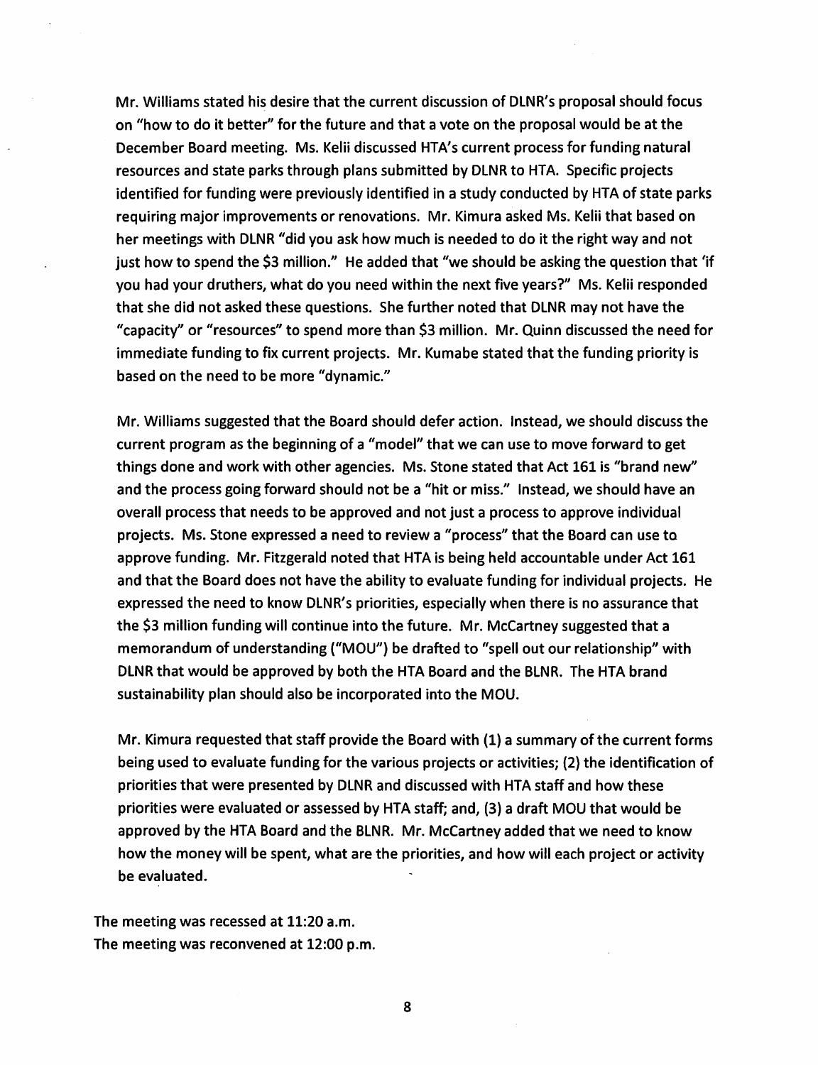Mr. Williams stated his desire that the current discussion of DLNR's proposal should focus on "how to do it better" for the future and that a vote on the proposal would be at the December Board meeting. Ms. Kelii discussed HTA's current process for funding natural resources and state parks through plans submitted by DLNR to HTA. Specific projects identified for funding were previously identified in a study conducted by HTA of state parks requiring major improvements or renovations. Mr. Kimura asked Ms. Kelii that based on her meetings with DLNR "did you ask how much is needed to do it the right way and not just how to spend the $3 million." He added that "we should be asking the question that 'if you had your druthers, what do you need within the next five years?" Ms. Kelii responded that she did not asked these questions. She further noted that DLNR may not have the "capacity" or "resources" to spend more than $3 million. Mr. Quinn discussed the need for immediate funding to fix current projects. Mr. Kumabe stated that the funding priority is based on the need to be more "dynamic."

Mr. Williams suggested that the Board should defer action. Instead, we should discuss the current program as the beginning of a "model" that we can use to move forward to get things done and work with other agencies. Ms. Stone stated that Act 161 is "brand new" and the process going forward should not be a "hit or miss." Instead, we should have an overall process that needs to be approved and not just a process to approve individual projects. Ms. Stone expressed a need to review a "process" that the Board can use to approve funding. Mr. Fitzgerald noted that HTA is being held accountable under Act 161 and that the Board does not have the ability to evaluate funding for individual projects. He expressed the need to know DLNR's priorities, especially when there is no assurance that the $3 million funding will continue into the future. Mr. McCartney suggested that a memorandum of understanding ("MOU") be drafted to "spell out our relationship" with DLNR that would be approved by both the HTA Board and the BLNR. The HTA brand sustainability plan should also be incorporated into the MOU.

Mr. Kimura requested that staff provide the Board with (1) a summary of the current forms being used to evaluate funding for the various projects or activities; (2) the identification of priorities that were presented by DLNR and discussed with HTA staff and how these priorities were evaluated or assessed by HTA staff; and, (3) a draft MOU that would be approved by the HTA Board and the BLNR. Mr. McCartney added that we need to know how the money will be spent, what are the priorities, and how will each project or activity be evaluated.

The meeting was recessed at 11:20 a.m.
The meeting was reconvened at 12:00 p.m.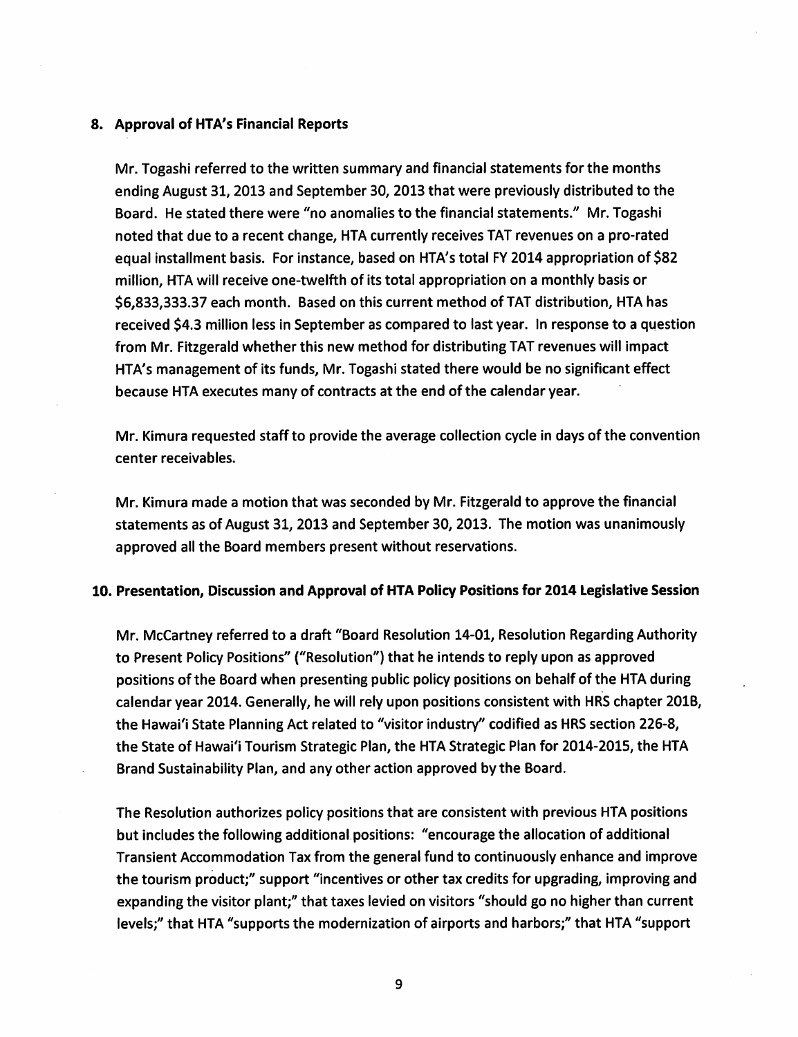### 8. Approval of HTA's Financial Reports

Mr. Togashi referred to the written summary and financial statements for the months ending August 31, 2013 and September 30, 2013 that were previously distributed to the Board. He stated there were "no anomalies to the financial statements." Mr. Togashi noted that due to a recent change, HTA currently receives TAT revenues on a pro-rated equal installment basis. For instance, based on HTA's total FY 2014 appropriation of $82 million, HTA will receive one-twelfth of its total appropriation on a monthly basis or $6,833,333.37 each month. Based on this current method of TAT distribution, HTA has received $4.3 million less in September as compared to last year. In response to a question from Mr. Fitzgerald whether this new method for distributing TAT revenues will impact HTA's management of its funds, Mr. Togashi stated there would be no significant effect because HTA executes many of contracts at the end of the calendar year.

Mr. Kimura requested staff to provide the average collection cycle in days of the convention center receivables.

Mr. Kimura made a motion that was seconded by Mr. Fitzgerald to approve the financial statements as of August 31, 2013 and September 30, 2013. The motion was unanimously approved all the Board members present without reservations.

### 10. Presentation, Discussion and Approval of HTA Policy Positions for 2014 Legislative Session

Mr. McCartney referred to a draft "Board Resolution 14-01, Resolution Regarding Authority to Present Policy Positions" ("Resolution") that he intends to reply upon as approved positions of the Board when presenting public policy positions on behalf of the HTA during calendar year 2014. Generally, he will rely upon positions consistent with HRS chapter 201B, the Hawai'i State Planning Act related to "visitor industry" codified as HRS section 226-8, the State of Hawai'i Tourism Strategic Plan, the HTA Strategic Plan for 2014-2015, the HTA Brand Sustainability Plan, and any other action approved by the Board.

The Resolution authorizes policy positions that are consistent with previous HTA positions but includes the following additional positions: "encourage the allocation of additional Transient Accommodation Tax from the general fund to continuously enhance and improve the tourism product;" support "incentives or other tax credits for upgrading, improving and expanding the visitor plant;" that taxes levied on visitors "should go no higher than current levels;" that HTA "supports the modernization of airports and harbors;" that HTA "support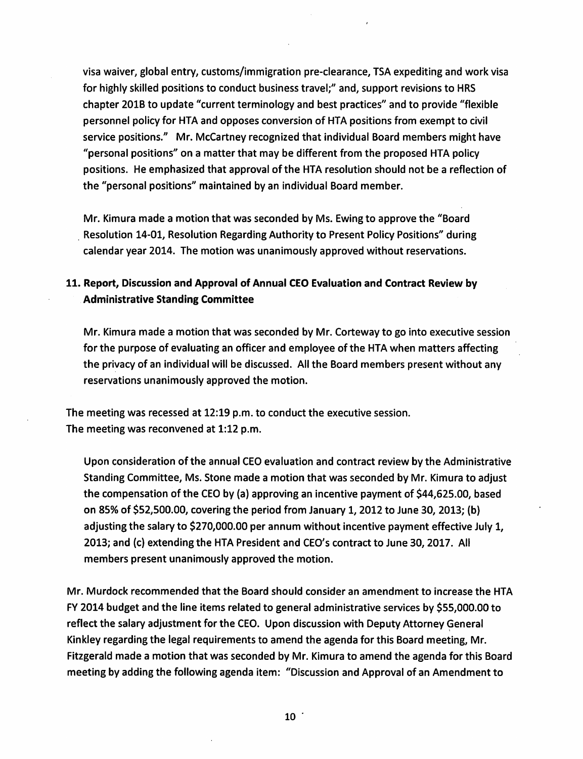visa waiver, global entry, customs/immigration pre-clearance, TSA expediting and work visa for highly skilled positions to conduct business travel;" and, support revisions to HRS chapter 201B to update "current terminology and best practices" and to provide "flexible personnel policy for HTA and opposes conversion of HTA positions from exempt to civil service positions." Mr. McCartney recognized that individual Board members might have "personal positions" on a matter that may be different from the proposed HTA policy positions. He emphasized that approval of the HTA resolution should not be a reflection of the "personal positions" maintained by an individual Board member.

Mr. Kimura made a motion that was seconded by Ms. Ewing to approve the "Board Resolution 14-01, Resolution Regarding Authority to Present Policy Positions" during calendar year 2014. The motion was unanimously approved without reservations.

## 11. Report, Discussion and Approval of Annual CEO Evaluation and Contract Review by Administrative Standing Committee

Mr. Kimura made a motion that was seconded by Mr. Corteway to go into executive session for the purpose of evaluating an officer and employee of the HTA when matters affecting the privacy of an individual will be discussed. All the Board members present without any reservations unanimously approved the motion.

The meeting was recessed at 12:19 p.m. to conduct the executive session.
The meeting was reconvened at 1:12 p.m.

Upon consideration of the annual CEO evaluation and contract review by the Administrative Standing Committee, Ms. Stone made a motion that was seconded by Mr. Kimura to adjust the compensation of the CEO by (a) approving an incentive payment of $44,625.00, based on 85% of $52,500.00, covering the period from January 1, 2012 to June 30, 2013; (b) adjusting the salary to $270,000.00 per annum without incentive payment effective July 1, 2013; and (c) extending the HTA President and CEO's contract to June 30, 2017. All members present unanimously approved the motion.

Mr. Murdock recommended that the Board should consider an amendment to increase the HTA FY 2014 budget and the line items related to general administrative services by $55,000.00 to reflect the salary adjustment for the CEO. Upon discussion with Deputy Attorney General Kinkley regarding the legal requirements to amend the agenda for this Board meeting, Mr. Fitzgerald made a motion that was seconded by Mr. Kimura to amend the agenda for this Board meeting by adding the following agenda item: "Discussion and Approval of an Amendment to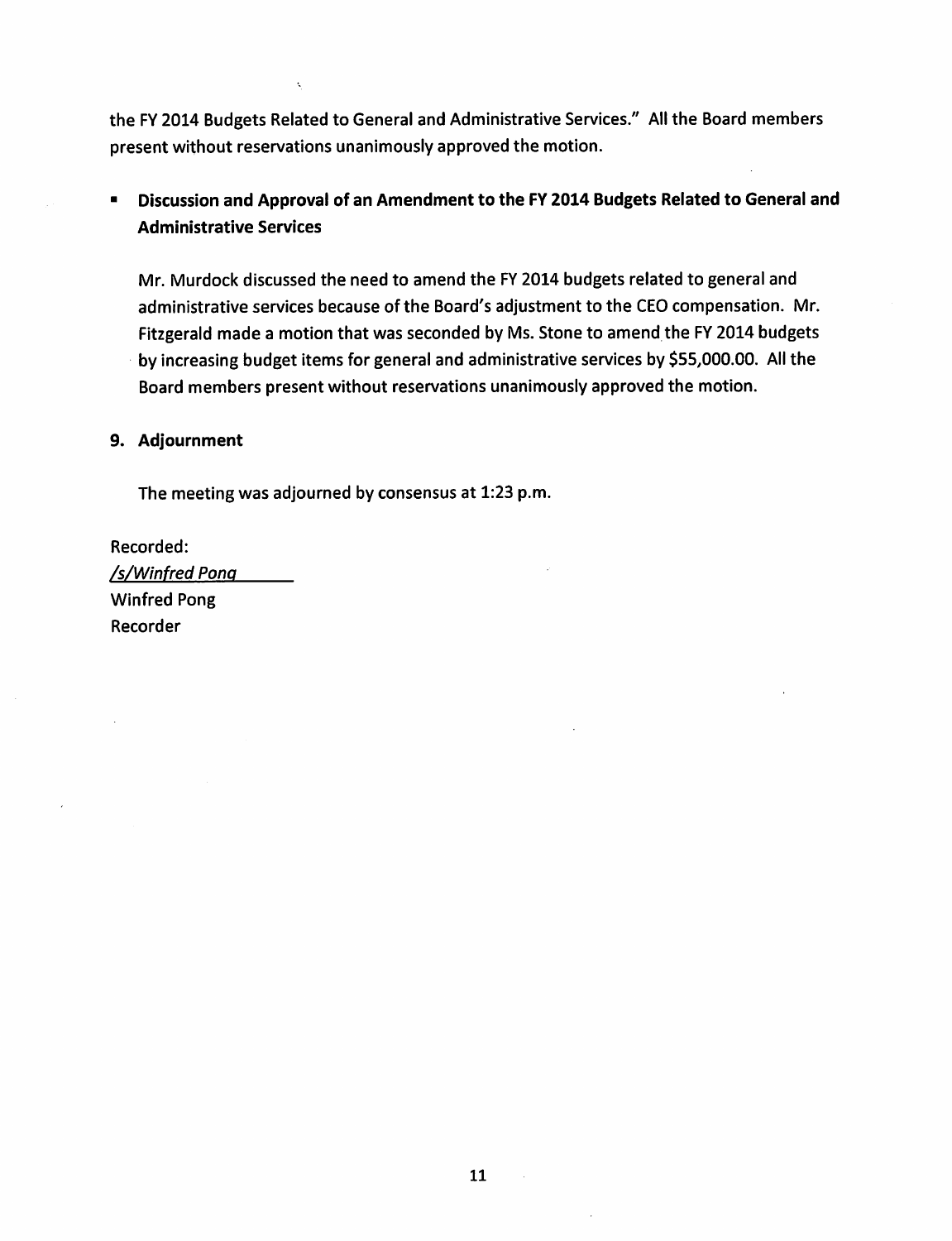the FY 2014 Budgets Related to General and Administrative Services." All the Board members present without reservations unanimously approved the motion.

- **Discussion and Approval of an Amendment to the FY 2014 Budgets Related to General and Administrative Services**

  Mr. Murdock discussed the need to amend the FY 2014 budgets related to general and administrative services because of the Board's adjustment to the CEO compensation. Mr. Fitzgerald made a motion that was seconded by Ms. Stone to amend the FY 2014 budgets by increasing budget items for general and administrative services by $55,000.00. All the Board members present without reservations unanimously approved the motion.

**9. Adjournment**

The meeting was adjourned by consensus at 1:23 p.m.

Recorded:
*/s/Winfred Pong*
Winfred Pong
Recorder